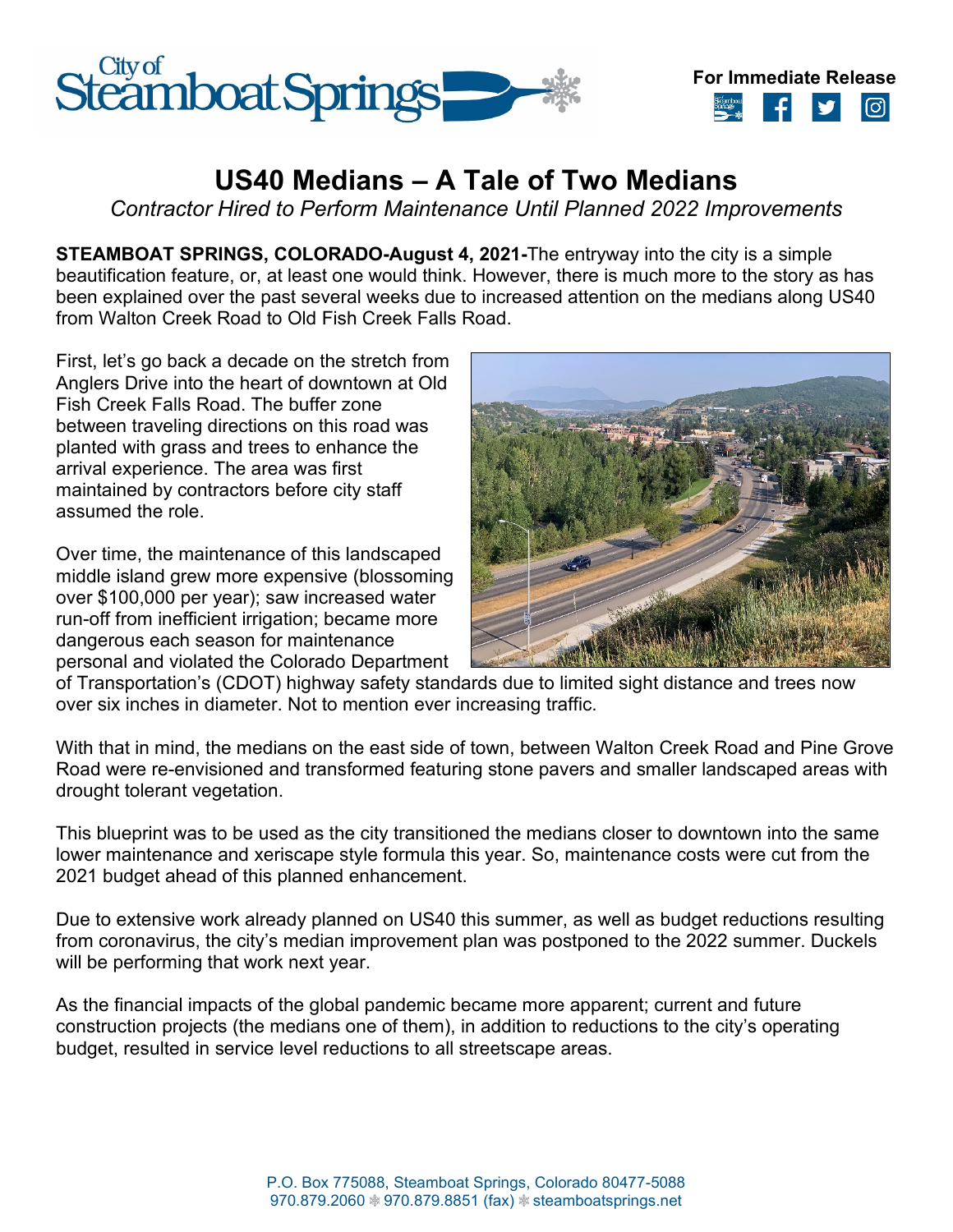For Immediate Release

# US40 Medians – A Tale of Two Medians

*Contractor Hired to Perform Maintenance Until Planned 2022 Improvements*

**STEAMBOAT SPRINGS, COLORADO-August 4, 2021-**The entryway into the city is a simple beautification feature, or, at least one would think. However, there is much more to the story as has been explained over the past several weeks due to increased attention on the medians along US40 from Walton Creek Road to Old Fish Creek Falls Road.

First, let's go back a decade on the stretch from Anglers Drive into the heart of downtown at Old Fish Creek Falls Road. The buffer zone between traveling directions on this road was planted with grass and trees to enhance the arrival experience. The area was first maintained by contractors before city staff assumed the role.

Over time, the maintenance of this landscaped middle island grew more expensive (blossoming over $100,000 per year); saw increased water run-off from inefficient irrigation; became more dangerous each season for maintenance personal and violated the Colorado Department of Transportation's (CDOT) highway safety standards due to limited sight distance and trees now over six inches in diameter. Not to mention ever increasing traffic.

With that in mind, the medians on the east side of town, between Walton Creek Road and Pine Grove Road were re-envisioned and transformed featuring stone pavers and smaller landscaped areas with drought tolerant vegetation.

This blueprint was to be used as the city transitioned the medians closer to downtown into the same lower maintenance and xeriscape style formula this year. So, maintenance costs were cut from the 2021 budget ahead of this planned enhancement.

Due to extensive work already planned on US40 this summer, as well as budget reductions resulting from coronavirus, the city's median improvement plan was postponed to the 2022 summer. Duckels will be performing that work next year.

As the financial impacts of the global pandemic became more apparent; current and future construction projects (the medians one of them), in addition to reductions to the city's operating budget, resulted in service level reductions to all streetscape areas.

P.O. Box 775088, Steamboat Springs, Colorado 80477-5088
970.879.2060 970.879.8851 (fax) steamboatsprings.net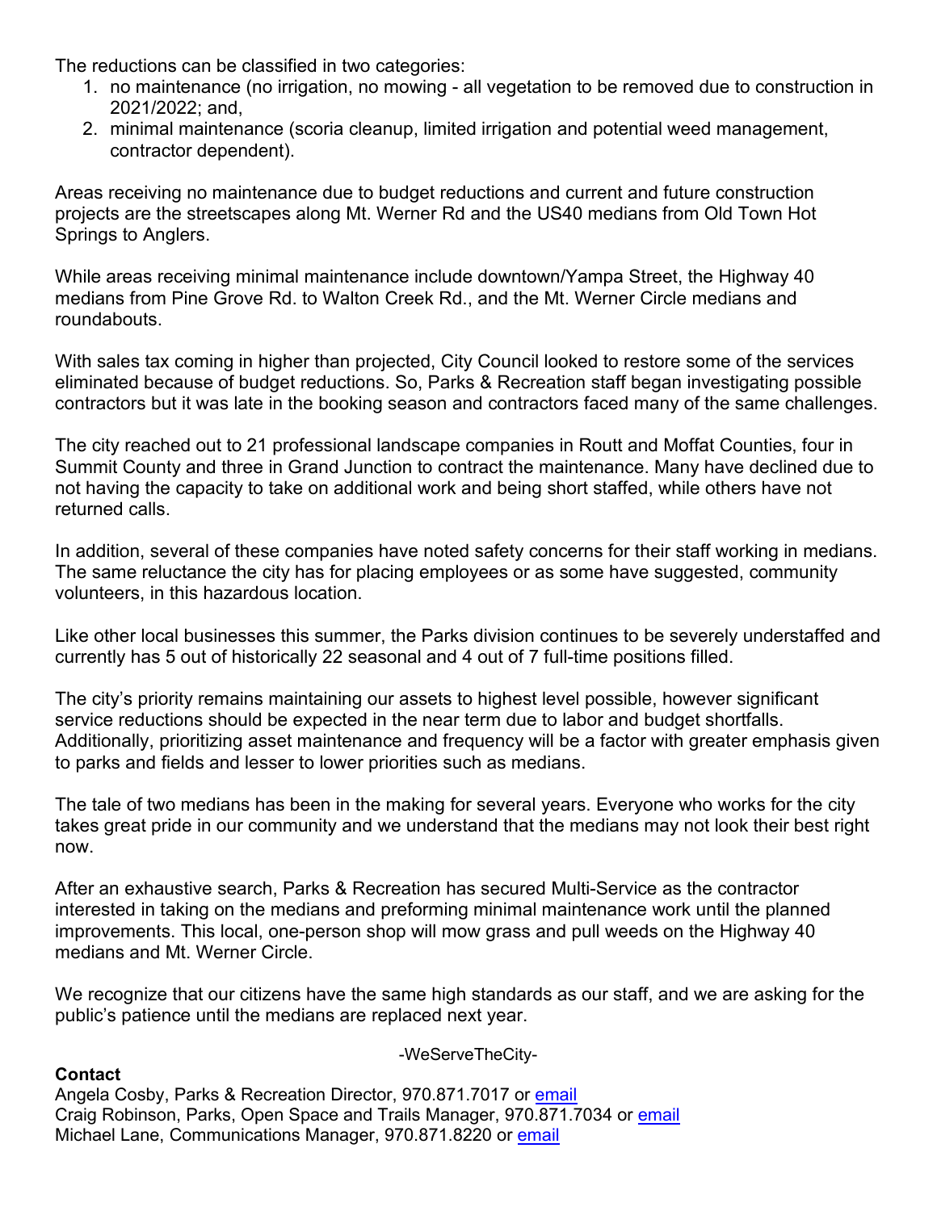The reductions can be classified in two categories:

1. no maintenance (no irrigation, no mowing - all vegetation to be removed due to construction in 2021/2022; and,
2. minimal maintenance (scoria cleanup, limited irrigation and potential weed management, contractor dependent).

Areas receiving no maintenance due to budget reductions and current and future construction projects are the streetscapes along Mt. Werner Rd and the US40 medians from Old Town Hot Springs to Anglers.

While areas receiving minimal maintenance include downtown/Yampa Street, the Highway 40 medians from Pine Grove Rd. to Walton Creek Rd., and the Mt. Werner Circle medians and roundabouts.

With sales tax coming in higher than projected, City Council looked to restore some of the services eliminated because of budget reductions. So, Parks & Recreation staff began investigating possible contractors but it was late in the booking season and contractors faced many of the same challenges.

The city reached out to 21 professional landscape companies in Routt and Moffat Counties, four in Summit County and three in Grand Junction to contract the maintenance. Many have declined due to not having the capacity to take on additional work and being short staffed, while others have not returned calls.

In addition, several of these companies have noted safety concerns for their staff working in medians. The same reluctance the city has for placing employees or as some have suggested, community volunteers, in this hazardous location.

Like other local businesses this summer, the Parks division continues to be severely understaffed and currently has 5 out of historically 22 seasonal and 4 out of 7 full-time positions filled.

The city's priority remains maintaining our assets to highest level possible, however significant service reductions should be expected in the near term due to labor and budget shortfalls. Additionally, prioritizing asset maintenance and frequency will be a factor with greater emphasis given to parks and fields and lesser to lower priorities such as medians.

The tale of two medians has been in the making for several years. Everyone who works for the city takes great pride in our community and we understand that the medians may not look their best right now.

After an exhaustive search, Parks & Recreation has secured Multi-Service as the contractor interested in taking on the medians and preforming minimal maintenance work until the planned improvements. This local, one-person shop will mow grass and pull weeds on the Highway 40 medians and Mt. Werner Circle.

We recognize that our citizens have the same high standards as our staff, and we are asking for the public's patience until the medians are replaced next year.

-WeServeTheCity-

**Contact**
Angela Cosby, Parks & Recreation Director, 970.871.7017 or email
Craig Robinson, Parks, Open Space and Trails Manager, 970.871.7034 or email
Michael Lane, Communications Manager, 970.871.8220 or email